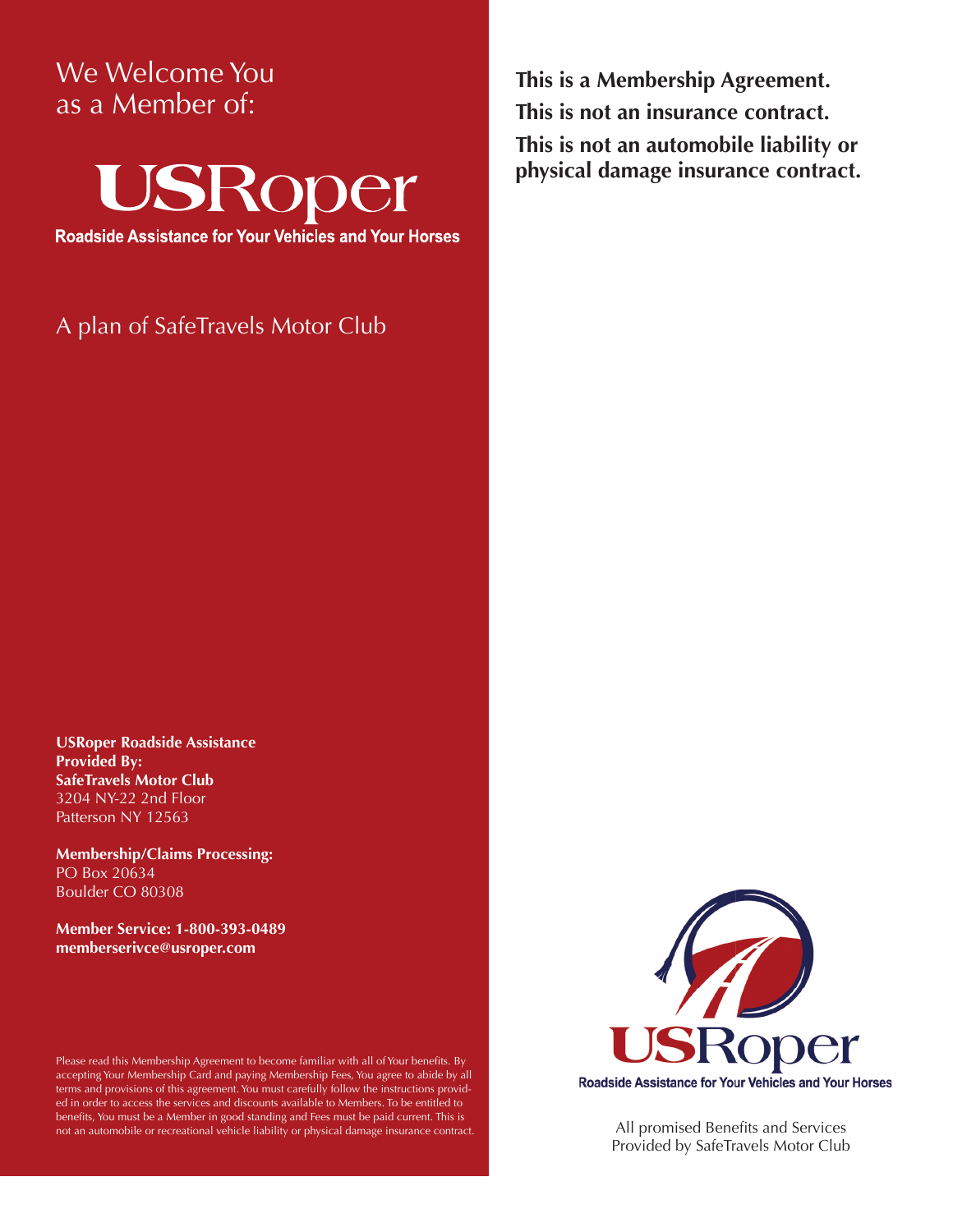We Welcome You
as a Member of:

# USRoper

**Roadside Assistance for Your Vehicles and Your Horses**

A plan of SafeTravels Motor Club

**USRoper Roadside Assistance Provided By:**
**SafeTravels Motor Club**
3204 NY-22 2nd Floor
Patterson NY 12563

**Membership/Claims Processing:**
PO Box 20634
Boulder CO 80308

**Member Service: 1-800-393-0489**
**memberserivce@usroper.com**

Please read this Membership Agreement to become familiar with all of Your benefits. By accepting Your Membership Card and paying Membership Fees, You agree to abide by all terms and provisions of this agreement. You must carefully follow the instructions provided in order to access the services and discounts available to Members. To be entitled to benefits, You must be a Member in good standing and Fees must be paid current. This is not an automobile or recreational vehicle liability or physical damage insurance contract.

**This is a Membership Agreement.**
**This is not an insurance contract.**
**This is not an automobile liability or physical damage insurance contract.**

USRoper

Roadside Assistance for Your Vehicles and Your Horses

All promised Benefits and Services
Provided by SafeTravels Motor Club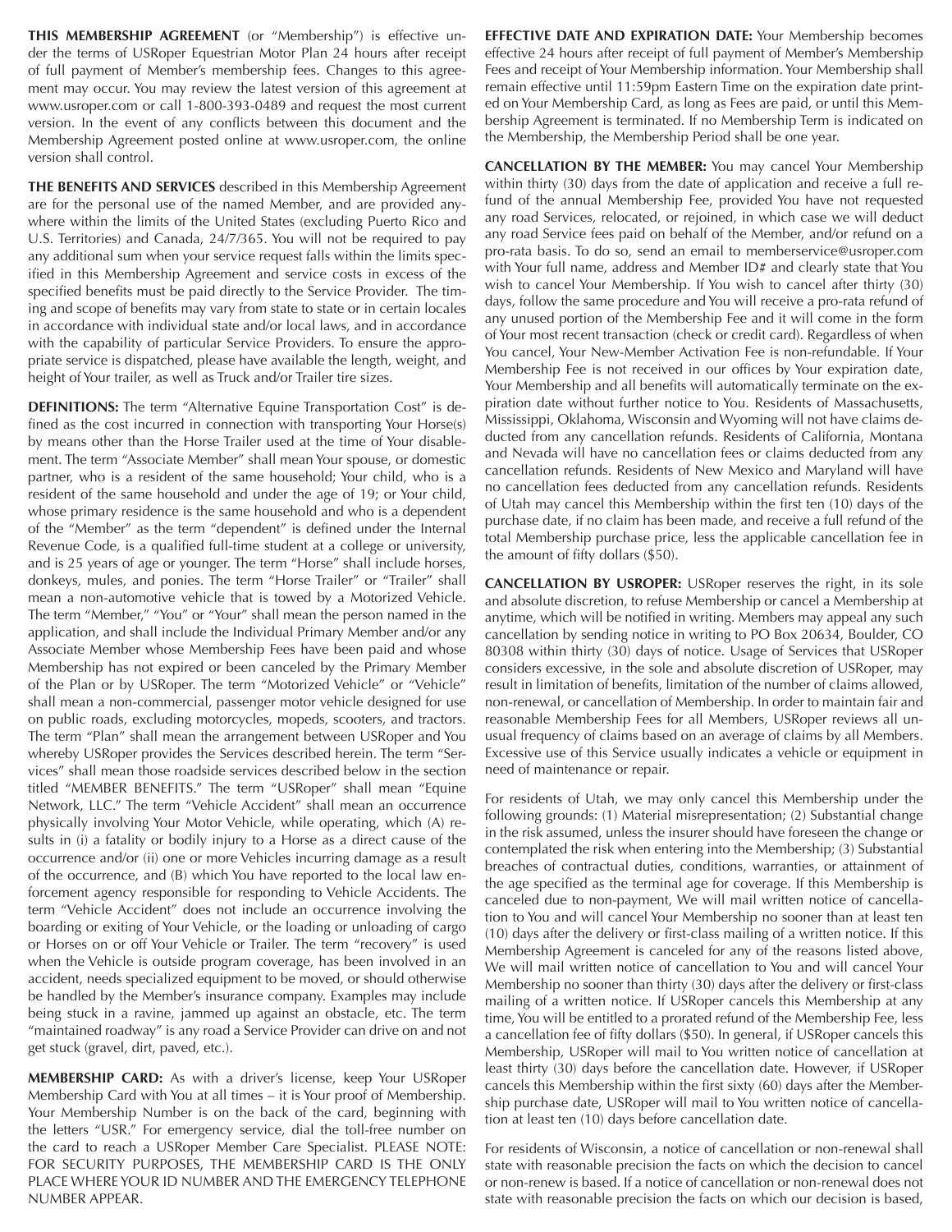**THIS MEMBERSHIP AGREEMENT** (or "Membership") is effective under the terms of USRoper Equestrian Motor Plan 24 hours after receipt of full payment of Member's membership fees. Changes to this agreement may occur. You may review the latest version of this agreement at www.usroper.com or call 1-800-393-0489 and request the most current version. In the event of any conflicts between this document and the Membership Agreement posted online at www.usroper.com, the online version shall control.

**THE BENEFITS AND SERVICES** described in this Membership Agreement are for the personal use of the named Member, and are provided anywhere within the limits of the United States (excluding Puerto Rico and U.S. Territories) and Canada, 24/7/365. You will not be required to pay any additional sum when your service request falls within the limits specified in this Membership Agreement and service costs in excess of the specified benefits must be paid directly to the Service Provider. The timing and scope of benefits may vary from state to state or in certain locales in accordance with individual state and/or local laws, and in accordance with the capability of particular Service Providers. To ensure the appropriate service is dispatched, please have available the length, weight, and height of Your trailer, as well as Truck and/or Trailer tire sizes.

**DEFINITIONS:** The term "Alternative Equine Transportation Cost" is defined as the cost incurred in connection with transporting Your Horse(s) by means other than the Horse Trailer used at the time of Your disablement. The term "Associate Member" shall mean Your spouse, or domestic partner, who is a resident of the same household; Your child, who is a resident of the same household and under the age of 19; or Your child, whose primary residence is the same household and who is a dependent of the "Member" as the term "dependent" is defined under the Internal Revenue Code, is a qualified full-time student at a college or university, and is 25 years of age or younger. The term "Horse" shall include horses, donkeys, mules, and ponies. The term "Horse Trailer" or "Trailer" shall mean a non-automotive vehicle that is towed by a Motorized Vehicle. The term "Member," "You" or "Your" shall mean the person named in the application, and shall include the Individual Primary Member and/or any Associate Member whose Membership Fees have been paid and whose Membership has not expired or been canceled by the Primary Member of the Plan or by USRoper. The term "Motorized Vehicle" or "Vehicle" shall mean a non-commercial, passenger motor vehicle designed for use on public roads, excluding motorcycles, mopeds, scooters, and tractors. The term "Plan" shall mean the arrangement between USRoper and You whereby USRoper provides the Services described herein. The term "Services" shall mean those roadside services described below in the section titled "MEMBER BENEFITS." The term "USRoper" shall mean "Equine Network, LLC." The term "Vehicle Accident" shall mean an occurrence physically involving Your Motor Vehicle, while operating, which (A) results in (i) a fatality or bodily injury to a Horse as a direct cause of the occurrence and/or (ii) one or more Vehicles incurring damage as a result of the occurrence, and (B) which You have reported to the local law enforcement agency responsible for responding to Vehicle Accidents. The term "Vehicle Accident" does not include an occurrence involving the boarding or exiting of Your Vehicle, or the loading or unloading of cargo or Horses on or off Your Vehicle or Trailer. The term "recovery" is used when the Vehicle is outside program coverage, has been involved in an accident, needs specialized equipment to be moved, or should otherwise be handled by the Member's insurance company. Examples may include being stuck in a ravine, jammed up against an obstacle, etc. The term "maintained roadway" is any road a Service Provider can drive on and not get stuck (gravel, dirt, paved, etc.).

**MEMBERSHIP CARD:** As with a driver's license, keep Your USRoper Membership Card with You at all times – it is Your proof of Membership. Your Membership Number is on the back of the card, beginning with the letters "USR." For emergency service, dial the toll-free number on the card to reach a USRoper Member Care Specialist. PLEASE NOTE: FOR SECURITY PURPOSES, THE MEMBERSHIP CARD IS THE ONLY PLACE WHERE YOUR ID NUMBER AND THE EMERGENCY TELEPHONE NUMBER APPEAR.

**EFFECTIVE DATE AND EXPIRATION DATE:** Your Membership becomes effective 24 hours after receipt of full payment of Member's Membership Fees and receipt of Your Membership information. Your Membership shall remain effective until 11:59pm Eastern Time on the expiration date printed on Your Membership Card, as long as Fees are paid, or until this Membership Agreement is terminated. If no Membership Term is indicated on the Membership, the Membership Period shall be one year.

**CANCELLATION BY THE MEMBER:** You may cancel Your Membership within thirty (30) days from the date of application and receive a full refund of the annual Membership Fee, provided You have not requested any road Services, relocated, or rejoined, in which case we will deduct any road Service fees paid on behalf of the Member, and/or refund on a pro-rata basis. To do so, send an email to memberservice@usroper.com with Your full name, address and Member ID# and clearly state that You wish to cancel Your Membership. If You wish to cancel after thirty (30) days, follow the same procedure and You will receive a pro-rata refund of any unused portion of the Membership Fee and it will come in the form of Your most recent transaction (check or credit card). Regardless of when You cancel, Your New-Member Activation Fee is non-refundable. If Your Membership Fee is not received in our offices by Your expiration date, Your Membership and all benefits will automatically terminate on the expiration date without further notice to You. Residents of Massachusetts, Mississippi, Oklahoma, Wisconsin and Wyoming will not have claims deducted from any cancellation refunds. Residents of California, Montana and Nevada will have no cancellation fees or claims deducted from any cancellation refunds. Residents of New Mexico and Maryland will have no cancellation fees deducted from any cancellation refunds. Residents of Utah may cancel this Membership within the first ten (10) days of the purchase date, if no claim has been made, and receive a full refund of the total Membership purchase price, less the applicable cancellation fee in the amount of fifty dollars ($50).

**CANCELLATION BY USROPER:** USRoper reserves the right, in its sole and absolute discretion, to refuse Membership or cancel a Membership at anytime, which will be notified in writing. Members may appeal any such cancellation by sending notice in writing to PO Box 20634, Boulder, CO 80308 within thirty (30) days of notice. Usage of Services that USRoper considers excessive, in the sole and absolute discretion of USRoper, may result in limitation of benefits, limitation of the number of claims allowed, non-renewal, or cancellation of Membership. In order to maintain fair and reasonable Membership Fees for all Members, USRoper reviews all unusual frequency of claims based on an average of claims by all Members. Excessive use of this Service usually indicates a vehicle or equipment in need of maintenance or repair.

For residents of Utah, we may only cancel this Membership under the following grounds: (1) Material misrepresentation; (2) Substantial change in the risk assumed, unless the insurer should have foreseen the change or contemplated the risk when entering into the Membership; (3) Substantial breaches of contractual duties, conditions, warranties, or attainment of the age specified as the terminal age for coverage. If this Membership is canceled due to non-payment, We will mail written notice of cancellation to You and will cancel Your Membership no sooner than at least ten (10) days after the delivery or first-class mailing of a written notice. If this Membership Agreement is canceled for any of the reasons listed above, We will mail written notice of cancellation to You and will cancel Your Membership no sooner than thirty (30) days after the delivery or first-class mailing of a written notice. If USRoper cancels this Membership at any time, You will be entitled to a prorated refund of the Membership Fee, less a cancellation fee of fifty dollars ($50). In general, if USRoper cancels this Membership, USRoper will mail to You written notice of cancellation at least thirty (30) days before the cancellation date. However, if USRoper cancels this Membership within the first sixty (60) days after the Membership purchase date, USRoper will mail to You written notice of cancellation at least ten (10) days before cancellation date.

For residents of Wisconsin, a notice of cancellation or non-renewal shall state with reasonable precision the facts on which the decision to cancel or non-renew is based. If a notice of cancellation or non-renewal does not state with reasonable precision the facts on which our decision is based,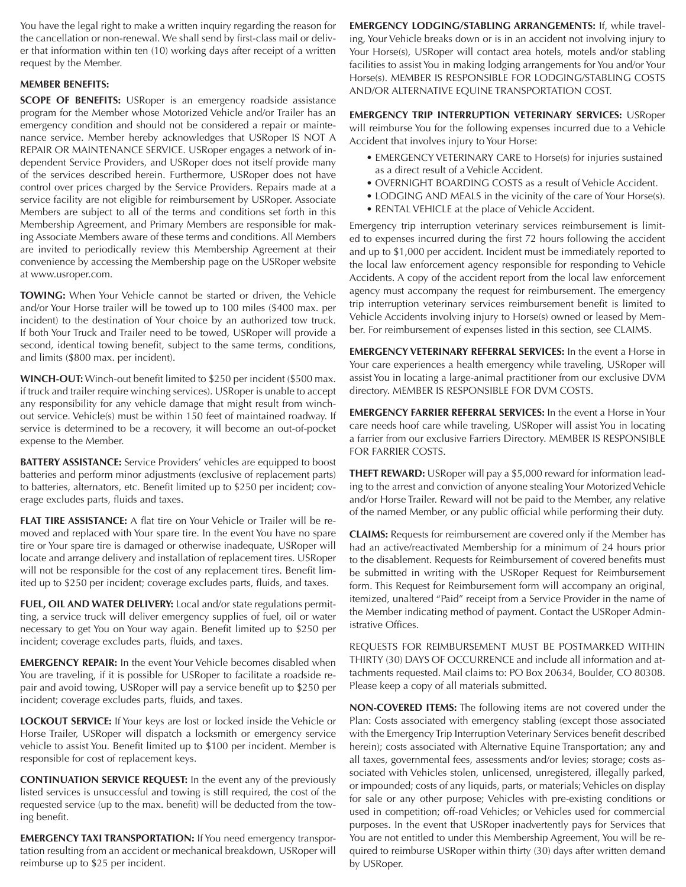You have the legal right to make a written inquiry regarding the reason for the cancellation or non-renewal. We shall send by first-class mail or deliver that information within ten (10) working days after receipt of a written request by the Member.

**MEMBER BENEFITS:**

**SCOPE OF BENEFITS:** USRoper is an emergency roadside assistance program for the Member whose Motorized Vehicle and/or Trailer has an emergency condition and should not be considered a repair or maintenance service. Member hereby acknowledges that USRoper IS NOT A REPAIR OR MAINTENANCE SERVICE. USRoper engages a network of independent Service Providers, and USRoper does not itself provide many of the services described herein. Furthermore, USRoper does not have control over prices charged by the Service Providers. Repairs made at a service facility are not eligible for reimbursement by USRoper. Associate Members are subject to all of the terms and conditions set forth in this Membership Agreement, and Primary Members are responsible for making Associate Members aware of these terms and conditions. All Members are invited to periodically review this Membership Agreement at their convenience by accessing the Membership page on the USRoper website at www.usroper.com.

**TOWING:** When Your Vehicle cannot be started or driven, the Vehicle and/or Your Horse trailer will be towed up to 100 miles ($400 max. per incident) to the destination of Your choice by an authorized tow truck. If both Your Truck and Trailer need to be towed, USRoper will provide a second, identical towing benefit, subject to the same terms, conditions, and limits ($800 max. per incident).

**WINCH-OUT:** Winch-out benefit limited to $250 per incident ($500 max. if truck and trailer require winching services). USRoper is unable to accept any responsibility for any vehicle damage that might result from winch-out service. Vehicle(s) must be within 150 feet of maintained roadway. If service is determined to be a recovery, it will become an out-of-pocket expense to the Member.

**BATTERY ASSISTANCE:** Service Providers' vehicles are equipped to boost batteries and perform minor adjustments (exclusive of replacement parts) to batteries, alternators, etc. Benefit limited up to $250 per incident; coverage excludes parts, fluids and taxes.

**FLAT TIRE ASSISTANCE:** A flat tire on Your Vehicle or Trailer will be removed and replaced with Your spare tire. In the event You have no spare tire or Your spare tire is damaged or otherwise inadequate, USRoper will locate and arrange delivery and installation of replacement tires. USRoper will not be responsible for the cost of any replacement tires. Benefit limited up to $250 per incident; coverage excludes parts, fluids, and taxes.

**FUEL, OIL AND WATER DELIVERY:** Local and/or state regulations permitting, a service truck will deliver emergency supplies of fuel, oil or water necessary to get You on Your way again. Benefit limited up to $250 per incident; coverage excludes parts, fluids, and taxes.

**EMERGENCY REPAIR:** In the event Your Vehicle becomes disabled when You are traveling, if it is possible for USRoper to facilitate a roadside repair and avoid towing, USRoper will pay a service benefit up to $250 per incident; coverage excludes parts, fluids, and taxes.

**LOCKOUT SERVICE:** If Your keys are lost or locked inside the Vehicle or Horse Trailer, USRoper will dispatch a locksmith or emergency service vehicle to assist You. Benefit limited up to $100 per incident. Member is responsible for cost of replacement keys.

**CONTINUATION SERVICE REQUEST:** In the event any of the previously listed services is unsuccessful and towing is still required, the cost of the requested service (up to the max. benefit) will be deducted from the towing benefit.

**EMERGENCY TAXI TRANSPORTATION:** If You need emergency transportation resulting from an accident or mechanical breakdown, USRoper will reimburse up to $25 per incident.

**EMERGENCY LODGING/STABLING ARRANGEMENTS:** If, while traveling, Your Vehicle breaks down or is in an accident not involving injury to Your Horse(s), USRoper will contact area hotels, motels and/or stabling facilities to assist You in making lodging arrangements for You and/or Your Horse(s). MEMBER IS RESPONSIBLE FOR LODGING/STABLING COSTS AND/OR ALTERNATIVE EQUINE TRANSPORTATION COST.

**EMERGENCY TRIP INTERRUPTION VETERINARY SERVICES:** USRoper will reimburse You for the following expenses incurred due to a Vehicle Accident that involves injury to Your Horse:

- EMERGENCY VETERINARY CARE to Horse(s) for injuries sustained as a direct result of a Vehicle Accident.
- OVERNIGHT BOARDING COSTS as a result of Vehicle Accident.
- LODGING AND MEALS in the vicinity of the care of Your Horse(s).
- RENTAL VEHICLE at the place of Vehicle Accident.

Emergency trip interruption veterinary services reimbursement is limited to expenses incurred during the first 72 hours following the accident and up to $1,000 per accident. Incident must be immediately reported to the local law enforcement agency responsible for responding to Vehicle Accidents. A copy of the accident report from the local law enforcement agency must accompany the request for reimbursement. The emergency trip interruption veterinary services reimbursement benefit is limited to Vehicle Accidents involving injury to Horse(s) owned or leased by Member. For reimbursement of expenses listed in this section, see CLAIMS.

**EMERGENCY VETERINARY REFERRAL SERVICES:** In the event a Horse in Your care experiences a health emergency while traveling, USRoper will assist You in locating a large-animal practitioner from our exclusive DVM directory. MEMBER IS RESPONSIBLE FOR DVM COSTS.

**EMERGENCY FARRIER REFERRAL SERVICES:** In the event a Horse in Your care needs hoof care while traveling, USRoper will assist You in locating a farrier from our exclusive Farriers Directory. MEMBER IS RESPONSIBLE FOR FARRIER COSTS.

**THEFT REWARD:** USRoper will pay a $5,000 reward for information leading to the arrest and conviction of anyone stealing Your Motorized Vehicle and/or Horse Trailer. Reward will not be paid to the Member, any relative of the named Member, or any public official while performing their duty.

**CLAIMS:** Requests for reimbursement are covered only if the Member has had an active/reactivated Membership for a minimum of 24 hours prior to the disablement. Requests for Reimbursement of covered benefits must be submitted in writing with the USRoper Request for Reimbursement form. This Request for Reimbursement form will accompany an original, itemized, unaltered "Paid" receipt from a Service Provider in the name of the Member indicating method of payment. Contact the USRoper Administrative Offices.

REQUESTS FOR REIMBURSEMENT MUST BE POSTMARKED WITHIN THIRTY (30) DAYS OF OCCURRENCE and include all information and attachments requested. Mail claims to: PO Box 20634, Boulder, CO 80308. Please keep a copy of all materials submitted.

**NON-COVERED ITEMS:** The following items are not covered under the Plan: Costs associated with emergency stabling (except those associated with the Emergency Trip Interruption Veterinary Services benefit described herein); costs associated with Alternative Equine Transportation; any and all taxes, governmental fees, assessments and/or levies; storage; costs associated with Vehicles stolen, unlicensed, unregistered, illegally parked, or impounded; costs of any liquids, parts, or materials; Vehicles on display for sale or any other purpose; Vehicles with pre-existing conditions or used in competition; off-road Vehicles; or Vehicles used for commercial purposes. In the event that USRoper inadvertently pays for Services that You are not entitled to under this Membership Agreement, You will be required to reimburse USRoper within thirty (30) days after written demand by USRoper.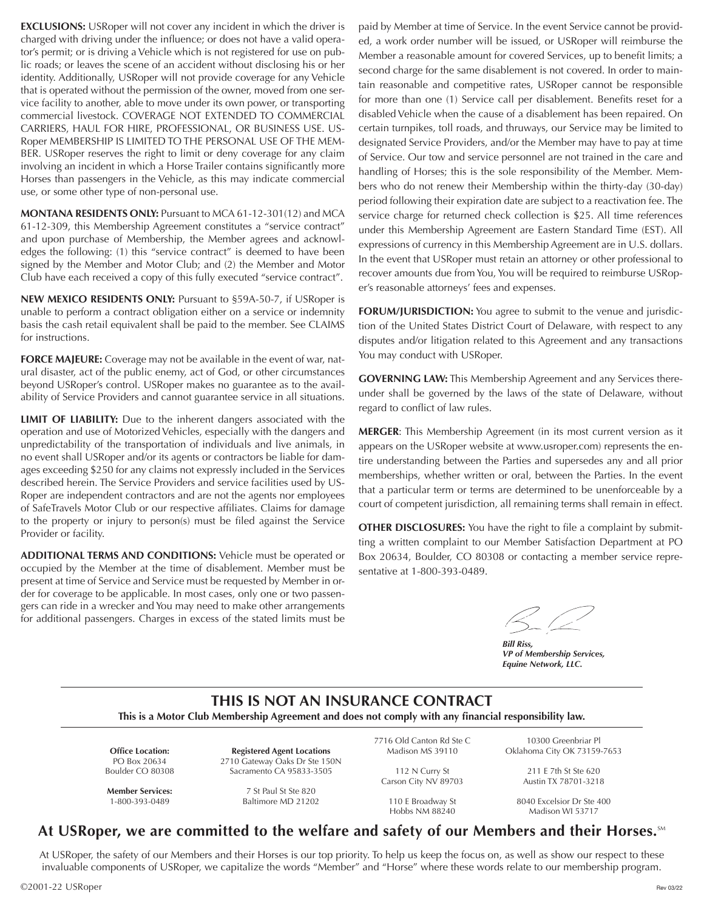**EXCLUSIONS:** USRoper will not cover any incident in which the driver is charged with driving under the influence; or does not have a valid operator's permit; or is driving a Vehicle which is not registered for use on public roads; or leaves the scene of an accident without disclosing his or her identity. Additionally, USRoper will not provide coverage for any Vehicle that is operated without the permission of the owner, moved from one service facility to another, able to move under its own power, or transporting commercial livestock. COVERAGE NOT EXTENDED TO COMMERCIAL CARRIERS, HAUL FOR HIRE, PROFESSIONAL, OR BUSINESS USE. USRoper MEMBERSHIP IS LIMITED TO THE PERSONAL USE OF THE MEMBER. USRoper reserves the right to limit or deny coverage for any claim involving an incident in which a Horse Trailer contains significantly more Horses than passengers in the Vehicle, as this may indicate commercial use, or some other type of non-personal use.

**MONTANA RESIDENTS ONLY:** Pursuant to MCA 61-12-301(12) and MCA 61-12-309, this Membership Agreement constitutes a "service contract" and upon purchase of Membership, the Member agrees and acknowledges the following: (1) this "service contract" is deemed to have been signed by the Member and Motor Club; and (2) the Member and Motor Club have each received a copy of this fully executed "service contract".

**NEW MEXICO RESIDENTS ONLY:** Pursuant to §59A-50-7, if USRoper is unable to perform a contract obligation either on a service or indemnity basis the cash retail equivalent shall be paid to the member. See CLAIMS for instructions.

**FORCE MAJEURE:** Coverage may not be available in the event of war, natural disaster, act of the public enemy, act of God, or other circumstances beyond USRoper's control. USRoper makes no guarantee as to the availability of Service Providers and cannot guarantee service in all situations.

**LIMIT OF LIABILITY:** Due to the inherent dangers associated with the operation and use of Motorized Vehicles, especially with the dangers and unpredictability of the transportation of individuals and live animals, in no event shall USRoper and/or its agents or contractors be liable for damages exceeding $250 for any claims not expressly included in the Services described herein. The Service Providers and service facilities used by USRoper are independent contractors and are not the agents nor employees of SafeTravels Motor Club or our respective affiliates. Claims for damage to the property or injury to person(s) must be filed against the Service Provider or facility.

**ADDITIONAL TERMS AND CONDITIONS:** Vehicle must be operated or occupied by the Member at the time of disablement. Member must be present at time of Service and Service must be requested by Member in order for coverage to be applicable. In most cases, only one or two passengers can ride in a wrecker and You may need to make other arrangements for additional passengers. Charges in excess of the stated limits must be paid by Member at time of Service. In the event Service cannot be provided, a work order number will be issued, or USRoper will reimburse the Member a reasonable amount for covered Services, up to benefit limits; a second charge for the same disablement is not covered. In order to maintain reasonable and competitive rates, USRoper cannot be responsible for more than one (1) Service call per disablement. Benefits reset for a disabled Vehicle when the cause of a disablement has been repaired. On certain turnpikes, toll roads, and thruways, our Service may be limited to designated Service Providers, and/or the Member may have to pay at time of Service. Our tow and service personnel are not trained in the care and handling of Horses; this is the sole responsibility of the Member. Members who do not renew their Membership within the thirty-day (30-day) period following their expiration date are subject to a reactivation fee. The service charge for returned check collection is $25. All time references under this Membership Agreement are Eastern Standard Time (EST). All expressions of currency in this Membership Agreement are in U.S. dollars. In the event that USRoper must retain an attorney or other professional to recover amounts due from You, You will be required to reimburse USRoper's reasonable attorneys' fees and expenses.

**FORUM/JURISDICTION:** You agree to submit to the venue and jurisdiction of the United States District Court of Delaware, with respect to any disputes and/or litigation related to this Agreement and any transactions You may conduct with USRoper.

**GOVERNING LAW:** This Membership Agreement and any Services thereunder shall be governed by the laws of the state of Delaware, without regard to conflict of law rules.

**MERGER**: This Membership Agreement (in its most current version as it appears on the USRoper website at www.usroper.com) represents the entire understanding between the Parties and supersedes any and all prior memberships, whether written or oral, between the Parties. In the event that a particular term or terms are determined to be unenforceable by a court of competent jurisdiction, all remaining terms shall remain in effect.

**OTHER DISCLOSURES:** You have the right to file a complaint by submitting a written complaint to our Member Satisfaction Department at PO Box 20634, Boulder, CO 80308 or contacting a member service representative at 1-800-393-0489.

***Bill Riss,***
***VP of Membership Services,***
***Equine Network, LLC.***

## THIS IS NOT AN INSURANCE CONTRACT

**This is a Motor Club Membership Agreement and does not comply with any financial responsibility law.**

**Office Location:**
PO Box 20634
Boulder CO 80308

**Member Services:**
1-800-393-0489

**Registered Agent Locations**
2710 Gateway Oaks Dr Ste 150N
Sacramento CA 95833-3505

7 St Paul St Ste 820
Baltimore MD 21202

7716 Old Canton Rd Ste C
Madison MS 39110

112 N Curry St
Carson City NV 89703

110 E Broadway St
Hobbs NM 88240

10300 Greenbriar Pl
Oklahoma City OK 73159-7653

211 E 7th St Ste 620
Austin TX 78701-3218

8040 Excelsior Dr Ste 400
Madison WI 53717

## At USRoper, we are committed to the welfare and safety of our Members and their Horses.[SM]

At USRoper, the safety of our Members and their Horses is our top priority. To help us keep the focus on, as well as show our respect to these invaluable components of USRoper, we capitalize the words "Member" and "Horse" where these words relate to our membership program.

©2001-22 USRoper

Rev 03/22